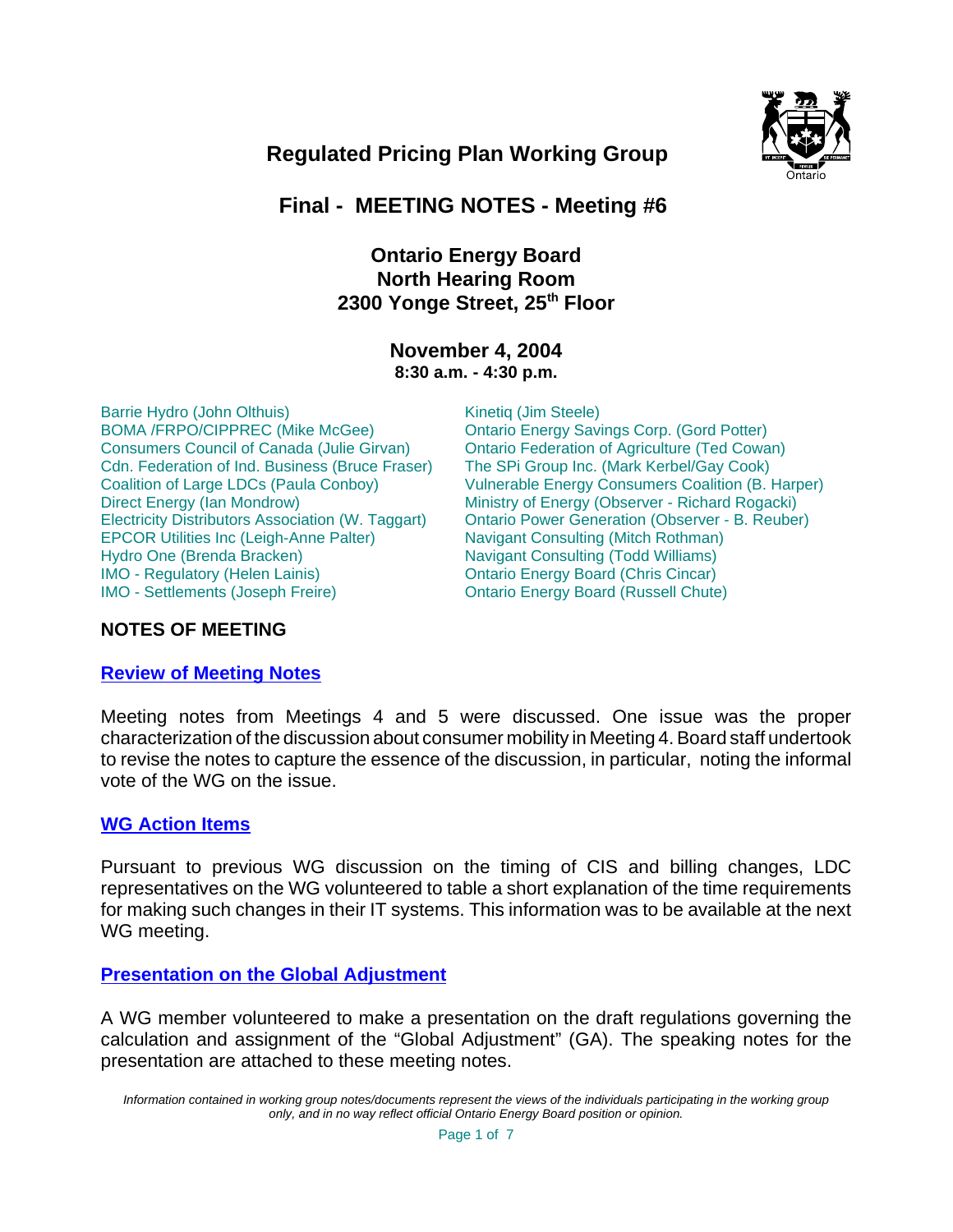# Regulated Pricing Plan Working Group

## Final - MEETING NOTES - Meeting #6

### Ontario Energy Board
### North Hearing Room
### 2300 Yonge Street, 25th Floor

**November 4, 2004**
**8:30 a.m. - 4:30 p.m.**

Barrie Hydro (John Olthuis)
BOMA /FRPO/CIPPREC (Mike McGee)
Consumers Council of Canada (Julie Girvan)
Cdn. Federation of Ind. Business (Bruce Fraser)
Coalition of Large LDCs (Paula Conboy)
Direct Energy (Ian Mondrow)
Electricity Distributors Association (W. Taggart)
EPCOR Utilities Inc (Leigh-Anne Palter)
Hydro One (Brenda Bracken)
IMO - Regulatory (Helen Lainis)
IMO - Settlements (Joseph Freire)
Kinetiq (Jim Steele)
Ontario Energy Savings Corp. (Gord Potter)
Ontario Federation of Agriculture (Ted Cowan)
The SPi Group Inc. (Mark Kerbel/Gay Cook)
Vulnerable Energy Consumers Coalition (B. Harper)
Ministry of Energy (Observer - Richard Rogacki)
Ontario Power Generation (Observer - B. Reuber)
Navigant Consulting (Mitch Rothman)
Navigant Consulting (Todd Williams)
Ontario Energy Board (Chris Cincar)
Ontario Energy Board (Russell Chute)

## NOTES OF MEETING

### Review of Meeting Notes

Meeting notes from Meetings 4 and 5 were discussed. One issue was the proper characterization of the discussion about consumer mobility in Meeting 4. Board staff undertook to revise the notes to capture the essence of the discussion, in particular, noting the informal vote of the WG on the issue.

### WG Action Items

Pursuant to previous WG discussion on the timing of CIS and billing changes, LDC representatives on the WG volunteered to table a short explanation of the time requirements for making such changes in their IT systems. This information was to be available at the next WG meeting.

### Presentation on the Global Adjustment

A WG member volunteered to make a presentation on the draft regulations governing the calculation and assignment of the "Global Adjustment" (GA). The speaking notes for the presentation are attached to these meeting notes.

*Information contained in working group notes/documents represent the views of the individuals participating in the working group only, and in no way reflect official Ontario Energy Board position or opinion.*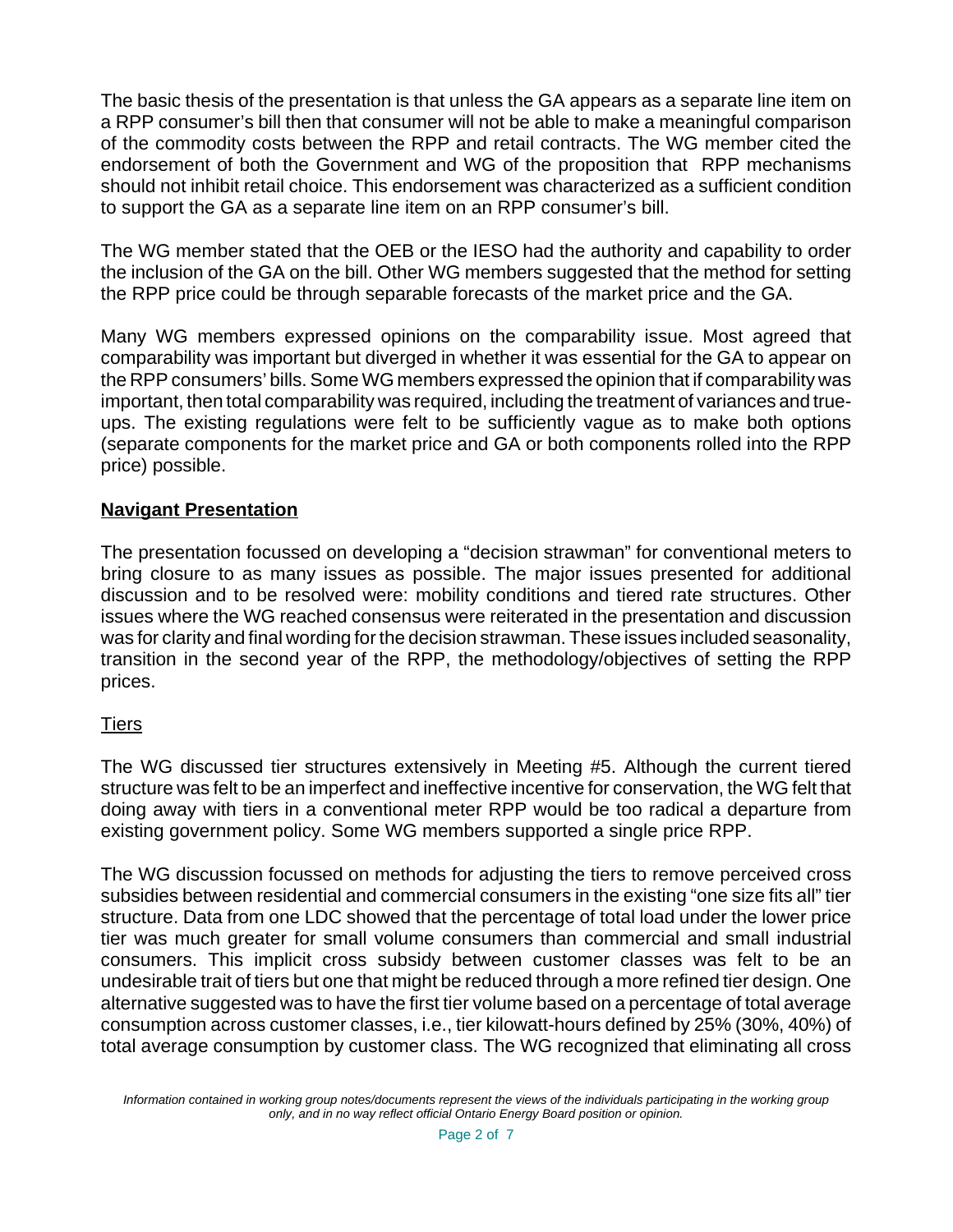The basic thesis of the presentation is that unless the GA appears as a separate line item on a RPP consumer's bill then that consumer will not be able to make a meaningful comparison of the commodity costs between the RPP and retail contracts. The WG member cited the endorsement of both the Government and WG of the proposition that RPP mechanisms should not inhibit retail choice. This endorsement was characterized as a sufficient condition to support the GA as a separate line item on an RPP consumer's bill.

The WG member stated that the OEB or the IESO had the authority and capability to order the inclusion of the GA on the bill. Other WG members suggested that the method for setting the RPP price could be through separable forecasts of the market price and the GA.

Many WG members expressed opinions on the comparability issue. Most agreed that comparability was important but diverged in whether it was essential for the GA to appear on the RPP consumers' bills. Some WG members expressed the opinion that if comparability was important, then total comparability was required, including the treatment of variances and true-ups. The existing regulations were felt to be sufficiently vague as to make both options (separate components for the market price and GA or both components rolled into the RPP price) possible.

## <u>Navigant Presentation</u>

The presentation focussed on developing a "decision strawman" for conventional meters to bring closure to as many issues as possible. The major issues presented for additional discussion and to be resolved were: mobility conditions and tiered rate structures. Other issues where the WG reached consensus were reiterated in the presentation and discussion was for clarity and final wording for the decision strawman. These issues included seasonality, transition in the second year of the RPP, the methodology/objectives of setting the RPP prices.

### <u>Tiers</u>

The WG discussed tier structures extensively in Meeting #5. Although the current tiered structure was felt to be an imperfect and ineffective incentive for conservation, the WG felt that doing away with tiers in a conventional meter RPP would be too radical a departure from existing government policy. Some WG members supported a single price RPP.

The WG discussion focussed on methods for adjusting the tiers to remove perceived cross subsidies between residential and commercial consumers in the existing "one size fits all" tier structure. Data from one LDC showed that the percentage of total load under the lower price tier was much greater for small volume consumers than commercial and small industrial consumers. This implicit cross subsidy between customer classes was felt to be an undesirable trait of tiers but one that might be reduced through a more refined tier design. One alternative suggested was to have the first tier volume based on a percentage of total average consumption across customer classes, i.e., tier kilowatt-hours defined by 25% (30%, 40%) of total average consumption by customer class. The WG recognized that eliminating all cross

*Information contained in working group notes/documents represent the views of the individuals participating in the working group only, and in no way reflect official Ontario Energy Board position or opinion.*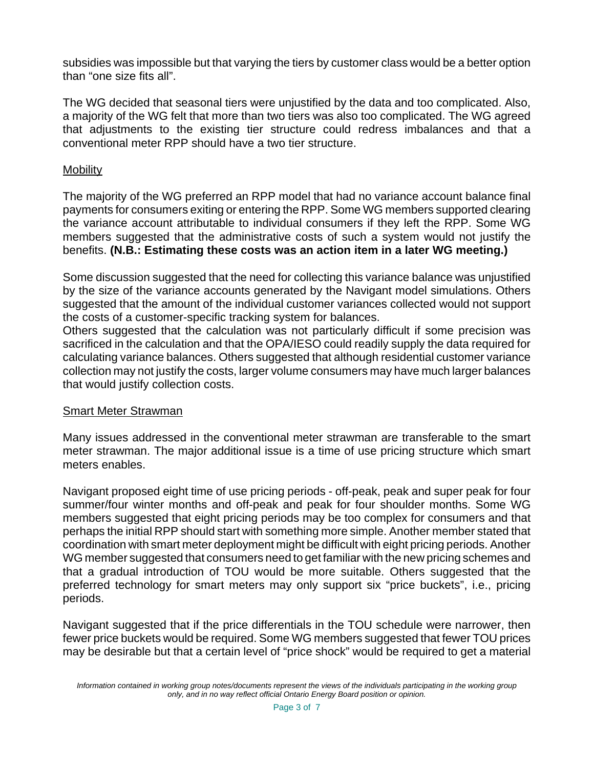subsidies was impossible but that varying the tiers by customer class would be a better option than "one size fits all".

The WG decided that seasonal tiers were unjustified by the data and too complicated. Also, a majority of the WG felt that more than two tiers was also too complicated. The WG agreed that adjustments to the existing tier structure could redress imbalances and that a conventional meter RPP should have a two tier structure.

<u>Mobility</u>

The majority of the WG preferred an RPP model that had no variance account balance final payments for consumers exiting or entering the RPP. Some WG members supported clearing the variance account attributable to individual consumers if they left the RPP. Some WG members suggested that the administrative costs of such a system would not justify the benefits. **(N.B.: Estimating these costs was an action item in a later WG meeting.)**

Some discussion suggested that the need for collecting this variance balance was unjustified by the size of the variance accounts generated by the Navigant model simulations. Others suggested that the amount of the individual customer variances collected would not support the costs of a customer-specific tracking system for balances.
Others suggested that the calculation was not particularly difficult if some precision was sacrificed in the calculation and that the OPA/IESO could readily supply the data required for calculating variance balances. Others suggested that although residential customer variance collection may not justify the costs, larger volume consumers may have much larger balances that would justify collection costs.

<u>Smart Meter Strawman</u>

Many issues addressed in the conventional meter strawman are transferable to the smart meter strawman. The major additional issue is a time of use pricing structure which smart meters enables.

Navigant proposed eight time of use pricing periods - off-peak, peak and super peak for four summer/four winter months and off-peak and peak for four shoulder months. Some WG members suggested that eight pricing periods may be too complex for consumers and that perhaps the initial RPP should start with something more simple. Another member stated that coordination with smart meter deployment might be difficult with eight pricing periods. Another WG member suggested that consumers need to get familiar with the new pricing schemes and that a gradual introduction of TOU would be more suitable. Others suggested that the preferred technology for smart meters may only support six "price buckets", i.e., pricing periods.

Navigant suggested that if the price differentials in the TOU schedule were narrower, then fewer price buckets would be required. Some WG members suggested that fewer TOU prices may be desirable but that a certain level of "price shock" would be required to get a material

*Information contained in working group notes/documents represent the views of the individuals participating in the working group only, and in no way reflect official Ontario Energy Board position or opinion.*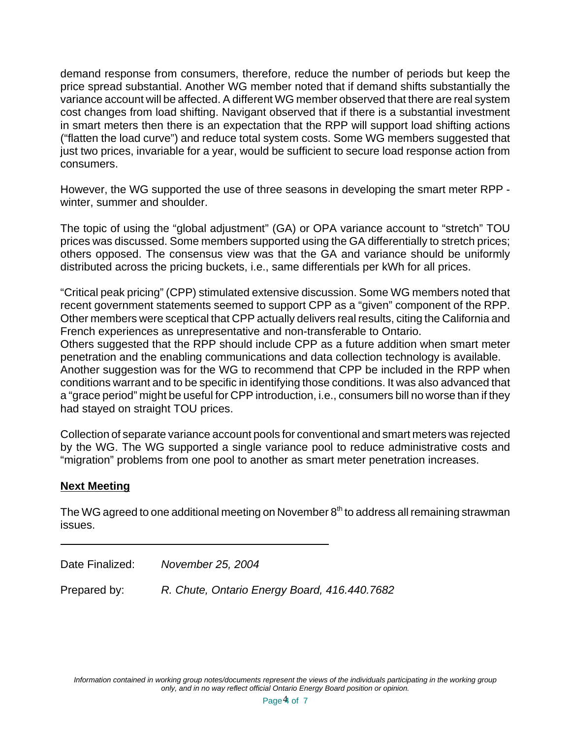demand response from consumers, therefore, reduce the number of periods but keep the price spread substantial. Another WG member noted that if demand shifts substantially the variance account will be affected. A different WG member observed that there are real system cost changes from load shifting. Navigant observed that if there is a substantial investment in smart meters then there is an expectation that the RPP will support load shifting actions ("flatten the load curve") and reduce total system costs. Some WG members suggested that just two prices, invariable for a year, would be sufficient to secure load response action from consumers.

However, the WG supported the use of three seasons in developing the smart meter RPP - winter, summer and shoulder.

The topic of using the "global adjustment" (GA) or OPA variance account to "stretch" TOU prices was discussed. Some members supported using the GA differentially to stretch prices; others opposed. The consensus view was that the GA and variance should be uniformly distributed across the pricing buckets, i.e., same differentials per kWh for all prices.

"Critical peak pricing" (CPP) stimulated extensive discussion. Some WG members noted that recent government statements seemed to support CPP as a "given" component of the RPP. Other members were sceptical that CPP actually delivers real results, citing the California and French experiences as unrepresentative and non-transferable to Ontario.
Others suggested that the RPP should include CPP as a future addition when smart meter penetration and the enabling communications and data collection technology is available.
Another suggestion was for the WG to recommend that CPP be included in the RPP when conditions warrant and to be specific in identifying those conditions. It was also advanced that a "grace period" might be useful for CPP introduction, i.e., consumers bill no worse than if they had stayed on straight TOU prices.

Collection of separate variance account pools for conventional and smart meters was rejected by the WG. The WG supported a single variance pool to reduce administrative costs and "migration" problems from one pool to another as smart meter penetration increases.

**Next Meeting**

The WG agreed to one additional meeting on November 8th to address all remaining strawman issues.

---

Date Finalized: *November 25, 2004*

Prepared by: *R. Chute, Ontario Energy Board, 416.440.7682*

*Information contained in working group notes/documents represent the views of the individuals participating in the working group only, and in no way reflect official Ontario Energy Board position or opinion.*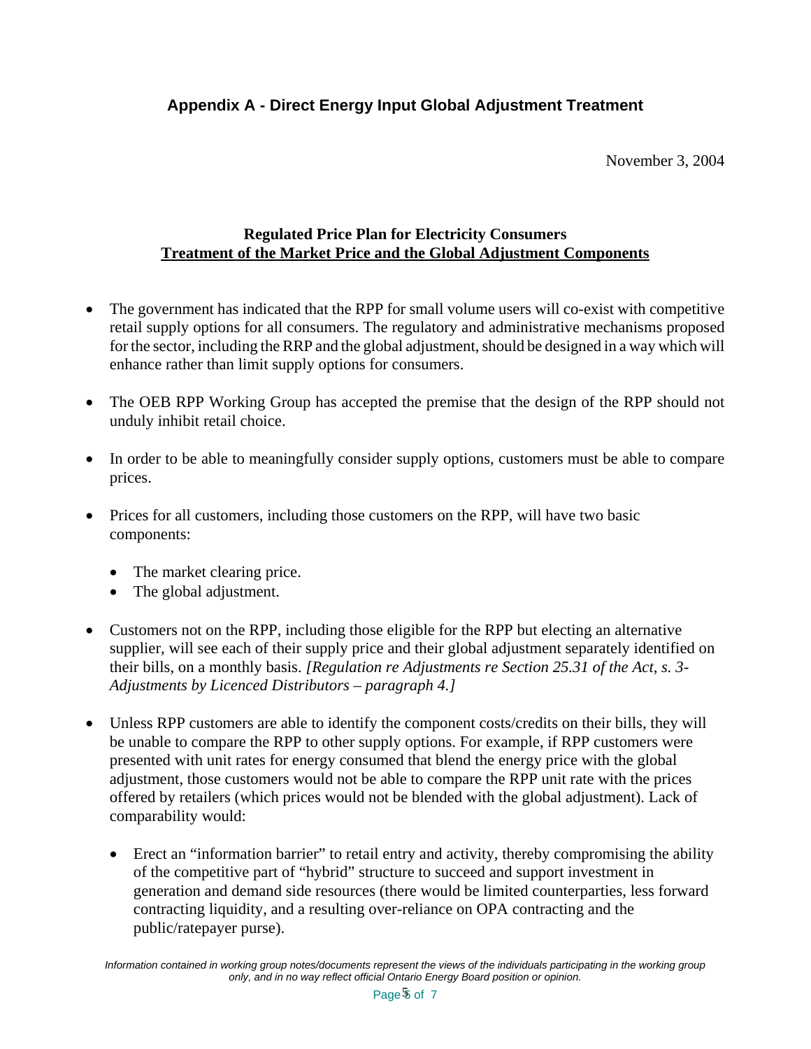## Appendix A - Direct Energy Input Global Adjustment Treatment

November 3, 2004

**Regulated Price Plan for Electricity Consumers**
**Treatment of the Market Price and the Global Adjustment Components**

- The government has indicated that the RPP for small volume users will co-exist with competitive retail supply options for all consumers. The regulatory and administrative mechanisms proposed for the sector, including the RRP and the global adjustment, should be designed in a way which will enhance rather than limit supply options for consumers.

- The OEB RPP Working Group has accepted the premise that the design of the RPP should not unduly inhibit retail choice.

- In order to be able to meaningfully consider supply options, customers must be able to compare prices.

- Prices for all customers, including those customers on the RPP, will have two basic components:

  - The market clearing price.
  - The global adjustment.

- Customers not on the RPP, including those eligible for the RPP but electing an alternative supplier, will see each of their supply price and their global adjustment separately identified on their bills, on a monthly basis. *[Regulation re Adjustments re Section 25.31 of the Act, s. 3- Adjustments by Licenced Distributors – paragraph 4.]*

- Unless RPP customers are able to identify the component costs/credits on their bills, they will be unable to compare the RPP to other supply options. For example, if RPP customers were presented with unit rates for energy consumed that blend the energy price with the global adjustment, those customers would not be able to compare the RPP unit rate with the prices offered by retailers (which prices would not be blended with the global adjustment). Lack of comparability would:

  - Erect an "information barrier" to retail entry and activity, thereby compromising the ability of the competitive part of "hybrid" structure to succeed and support investment in generation and demand side resources (there would be limited counterparties, less forward contracting liquidity, and a resulting over-reliance on OPA contracting and the public/ratepayer purse).

*Information contained in working group notes/documents represent the views of the individuals participating in the working group only, and in no way reflect official Ontario Energy Board position or opinion.*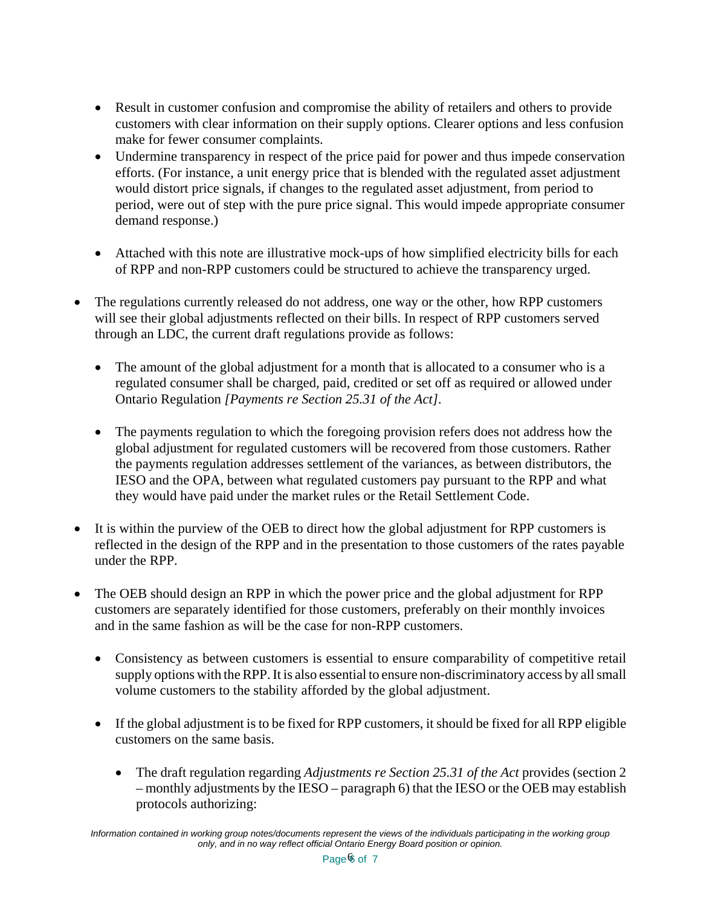- Result in customer confusion and compromise the ability of retailers and others to provide customers with clear information on their supply options. Clearer options and less confusion make for fewer consumer complaints.
- Undermine transparency in respect of the price paid for power and thus impede conservation efforts. (For instance, a unit energy price that is blended with the regulated asset adjustment would distort price signals, if changes to the regulated asset adjustment, from period to period, were out of step with the pure price signal. This would impede appropriate consumer demand response.)

- Attached with this note are illustrative mock-ups of how simplified electricity bills for each of RPP and non-RPP customers could be structured to achieve the transparency urged.

- The regulations currently released do not address, one way or the other, how RPP customers will see their global adjustments reflected on their bills. In respect of RPP customers served through an LDC, the current draft regulations provide as follows:

  - The amount of the global adjustment for a month that is allocated to a consumer who is a regulated consumer shall be charged, paid, credited or set off as required or allowed under Ontario Regulation *[Payments re Section 25.31 of the Act]*.

  - The payments regulation to which the foregoing provision refers does not address how the global adjustment for regulated customers will be recovered from those customers. Rather the payments regulation addresses settlement of the variances, as between distributors, the IESO and the OPA, between what regulated customers pay pursuant to the RPP and what they would have paid under the market rules or the Retail Settlement Code.

- It is within the purview of the OEB to direct how the global adjustment for RPP customers is reflected in the design of the RPP and in the presentation to those customers of the rates payable under the RPP.

- The OEB should design an RPP in which the power price and the global adjustment for RPP customers are separately identified for those customers, preferably on their monthly invoices and in the same fashion as will be the case for non-RPP customers.

  - Consistency as between customers is essential to ensure comparability of competitive retail supply options with the RPP. It is also essential to ensure non-discriminatory access by all small volume customers to the stability afforded by the global adjustment.

  - If the global adjustment is to be fixed for RPP customers, it should be fixed for all RPP eligible customers on the same basis.

    - The draft regulation regarding *Adjustments re Section 25.31 of the Act* provides (section 2 – monthly adjustments by the IESO – paragraph 6) that the IESO or the OEB may establish protocols authorizing:

*Information contained in working group notes/documents represent the views of the individuals participating in the working group only, and in no way reflect official Ontario Energy Board position or opinion.*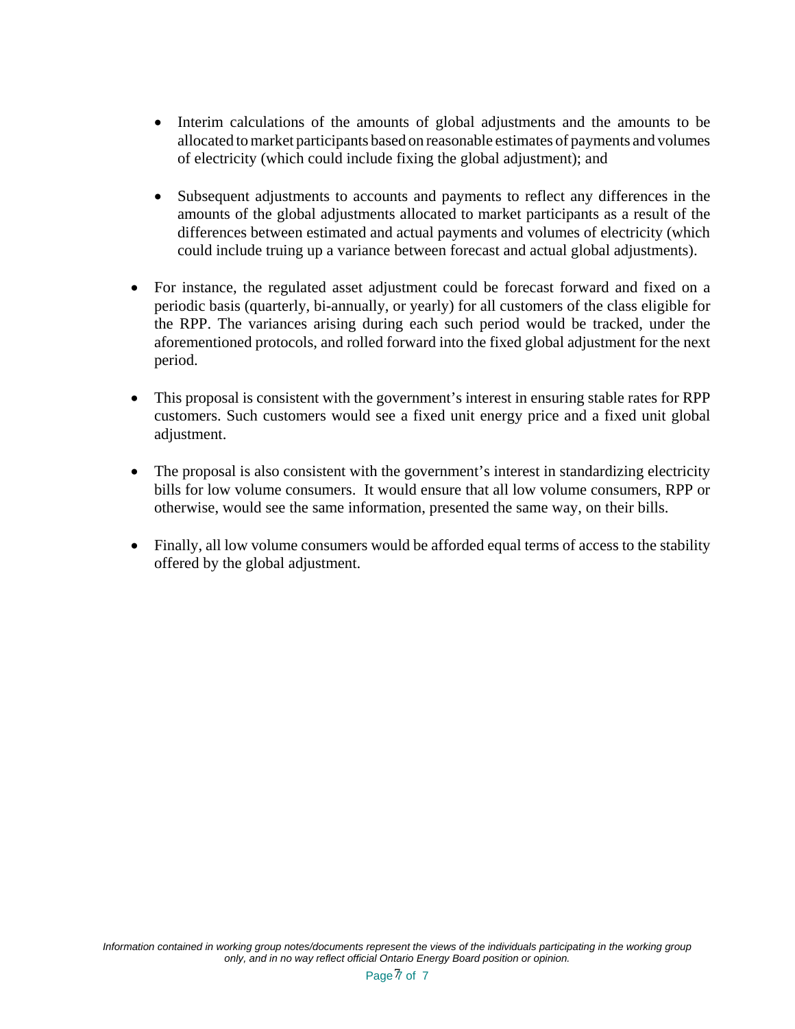- Interim calculations of the amounts of global adjustments and the amounts to be allocated to market participants based on reasonable estimates of payments and volumes of electricity (which could include fixing the global adjustment); and

  - Subsequent adjustments to accounts and payments to reflect any differences in the amounts of the global adjustments allocated to market participants as a result of the differences between estimated and actual payments and volumes of electricity (which could include truing up a variance between forecast and actual global adjustments).

- For instance, the regulated asset adjustment could be forecast forward and fixed on a periodic basis (quarterly, bi-annually, or yearly) for all customers of the class eligible for the RPP. The variances arising during each such period would be tracked, under the aforementioned protocols, and rolled forward into the fixed global adjustment for the next period.

- This proposal is consistent with the government's interest in ensuring stable rates for RPP customers. Such customers would see a fixed unit energy price and a fixed unit global adjustment.

- The proposal is also consistent with the government's interest in standardizing electricity bills for low volume consumers. It would ensure that all low volume consumers, RPP or otherwise, would see the same information, presented the same way, on their bills.

- Finally, all low volume consumers would be afforded equal terms of access to the stability offered by the global adjustment.

*Information contained in working group notes/documents represent the views of the individuals participating in the working group only, and in no way reflect official Ontario Energy Board position or opinion.*